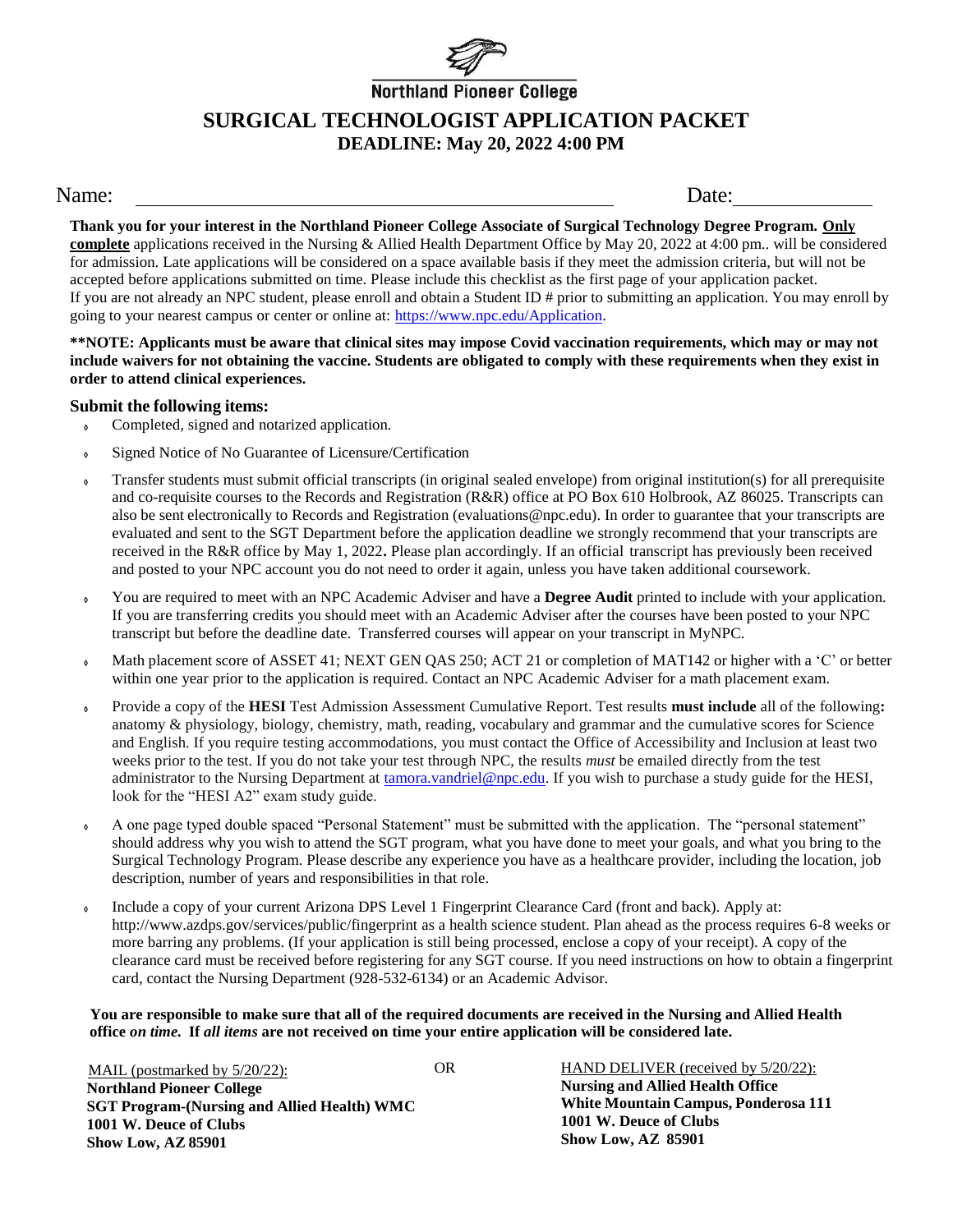Northland Pioneer College

# SURGICAL TECHNOLOGIST APPLICATION PACKET

## DEADLINE: May 20, 2022 4:00 PM

Name: ______________________________ Date: ______________

**Thank you for your interest in the Northland Pioneer College Associate of Surgical Technology Degree Program. Only complete** applications received in the Nursing & Allied Health Department Office by May 20, 2022 at 4:00 pm.. will be considered for admission. Late applications will be considered on a space available basis if they meet the admission criteria, but will not be accepted before applications submitted on time. Please include this checklist as the first page of your application packet.
If you are not already an NPC student, please enroll and obtain a Student ID # prior to submitting an application. You may enroll by going to your nearest campus or center or online at: https://www.npc.edu/Application.

**\*\*NOTE: Applicants must be aware that clinical sites may impose Covid vaccination requirements, which may or may not include waivers for not obtaining the vaccine. Students are obligated to comply with these requirements when they exist in order to attend clinical experiences.**

**Submit the following items:**

- Completed, signed and notarized application.
- Signed Notice of No Guarantee of Licensure/Certification
- Transfer students must submit official transcripts (in original sealed envelope) from original institution(s) for all prerequisite and co-requisite courses to the Records and Registration (R&R) office at PO Box 610 Holbrook, AZ 86025. Transcripts can also be sent electronically to Records and Registration (evaluations@npc.edu). In order to guarantee that your transcripts are evaluated and sent to the SGT Department before the application deadline we strongly recommend that your transcripts are received in the R&R office by May 1, 2022**.** Please plan accordingly. If an official transcript has previously been received and posted to your NPC account you do not need to order it again, unless you have taken additional coursework.
- You are required to meet with an NPC Academic Adviser and have a **Degree Audit** printed to include with your application. If you are transferring credits you should meet with an Academic Adviser after the courses have been posted to your NPC transcript but before the deadline date. Transferred courses will appear on your transcript in MyNPC.
- Math placement score of ASSET 41; NEXT GEN QAS 250; ACT 21 or completion of MAT142 or higher with a 'C' or better within one year prior to the application is required. Contact an NPC Academic Adviser for a math placement exam.
- Provide a copy of the **HESI** Test Admission Assessment Cumulative Report. Test results **must include** all of the following**:** anatomy & physiology, biology, chemistry, math, reading, vocabulary and grammar and the cumulative scores for Science and English. If you require testing accommodations, you must contact the Office of Accessibility and Inclusion at least two weeks prior to the test. If you do not take your test through NPC, the results *must* be emailed directly from the test administrator to the Nursing Department at tamora.vandriel@npc.edu. If you wish to purchase a study guide for the HESI, look for the "HESI A2" exam study guide.
- A one page typed double spaced "Personal Statement" must be submitted with the application. The "personal statement" should address why you wish to attend the SGT program, what you have done to meet your goals, and what you bring to the Surgical Technology Program. Please describe any experience you have as a healthcare provider, including the location, job description, number of years and responsibilities in that role.
- Include a copy of your current Arizona DPS Level 1 Fingerprint Clearance Card (front and back). Apply at: http://www.azdps.gov/services/public/fingerprint as a health science student. Plan ahead as the process requires 6-8 weeks or more barring any problems. (If your application is still being processed, enclose a copy of your receipt). A copy of the clearance card must be received before registering for any SGT course. If you need instructions on how to obtain a fingerprint card, contact the Nursing Department (928-532-6134) or an Academic Advisor.

**You are responsible to make sure that all of the required documents are received in the Nursing and Allied Health office *on time.* If *all items* are not received on time your entire application will be considered late.**

MAIL (postmarked by 5/20/22):
**Northland Pioneer College**
**SGT Program-(Nursing and Allied Health) WMC**
**1001 W. Deuce of Clubs**
**Show Low, AZ 85901**

OR

HAND DELIVER (received by 5/20/22):
**Nursing and Allied Health Office**
**White Mountain Campus, Ponderosa 111**
**1001 W. Deuce of Clubs**
**Show Low, AZ 85901**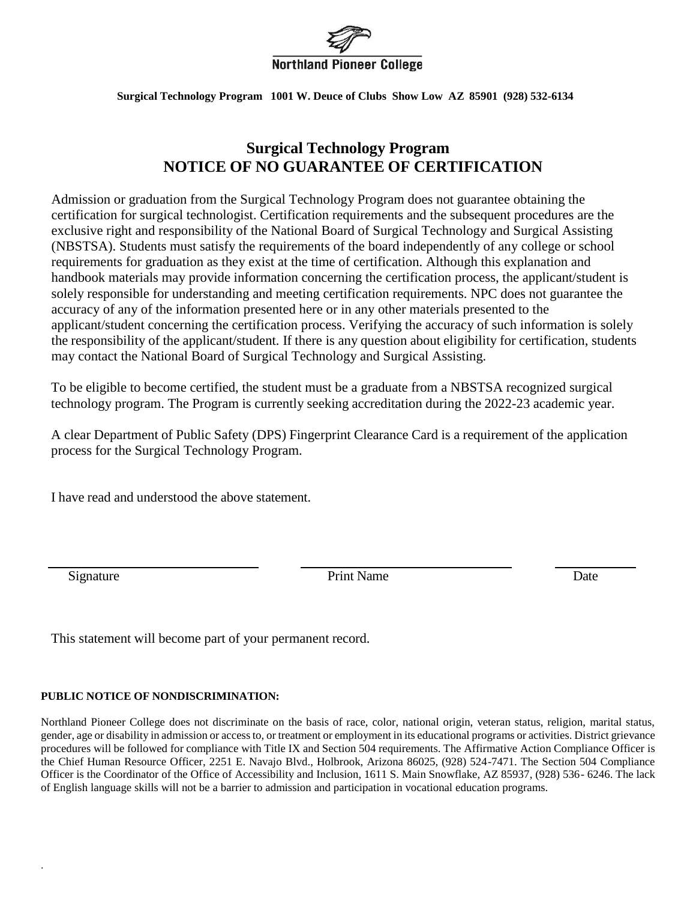Northland Pioneer College

**Surgical Technology Program 1001 W. Deuce of Clubs Show Low AZ 85901 (928) 532-6134**

# Surgical Technology Program
# NOTICE OF NO GUARANTEE OF CERTIFICATION

Admission or graduation from the Surgical Technology Program does not guarantee obtaining the certification for surgical technologist. Certification requirements and the subsequent procedures are the exclusive right and responsibility of the National Board of Surgical Technology and Surgical Assisting (NBSTSA). Students must satisfy the requirements of the board independently of any college or school requirements for graduation as they exist at the time of certification. Although this explanation and handbook materials may provide information concerning the certification process, the applicant/student is solely responsible for understanding and meeting certification requirements. NPC does not guarantee the accuracy of any of the information presented here or in any other materials presented to the applicant/student concerning the certification process. Verifying the accuracy of such information is solely the responsibility of the applicant/student. If there is any question about eligibility for certification, students may contact the National Board of Surgical Technology and Surgical Assisting.

To be eligible to become certified, the student must be a graduate from a NBSTSA recognized surgical technology program. The Program is currently seeking accreditation during the 2022-23 academic year.

A clear Department of Public Safety (DPS) Fingerprint Clearance Card is a requirement of the application process for the Surgical Technology Program.

I have read and understood the above statement.

\_\_\_\_\_\_\_\_\_\_\_\_\_\_\_\_\_\_\_\_ \_\_\_\_\_\_\_\_\_\_\_\_\_\_\_\_\_\_\_\_ \_\_\_\_\_\_\_\_

Signature Print Name Date

This statement will become part of your permanent record.

**PUBLIC NOTICE OF NONDISCRIMINATION:**

Northland Pioneer College does not discriminate on the basis of race, color, national origin, veteran status, religion, marital status, gender, age or disability in admission or access to, or treatment or employment in its educational programs or activities. District grievance procedures will be followed for compliance with Title IX and Section 504 requirements. The Affirmative Action Compliance Officer is the Chief Human Resource Officer, 2251 E. Navajo Blvd., Holbrook, Arizona 86025, (928) 524-7471. The Section 504 Compliance Officer is the Coordinator of the Office of Accessibility and Inclusion, 1611 S. Main Snowflake, AZ 85937, (928) 536- 6246. The lack of English language skills will not be a barrier to admission and participation in vocational education programs.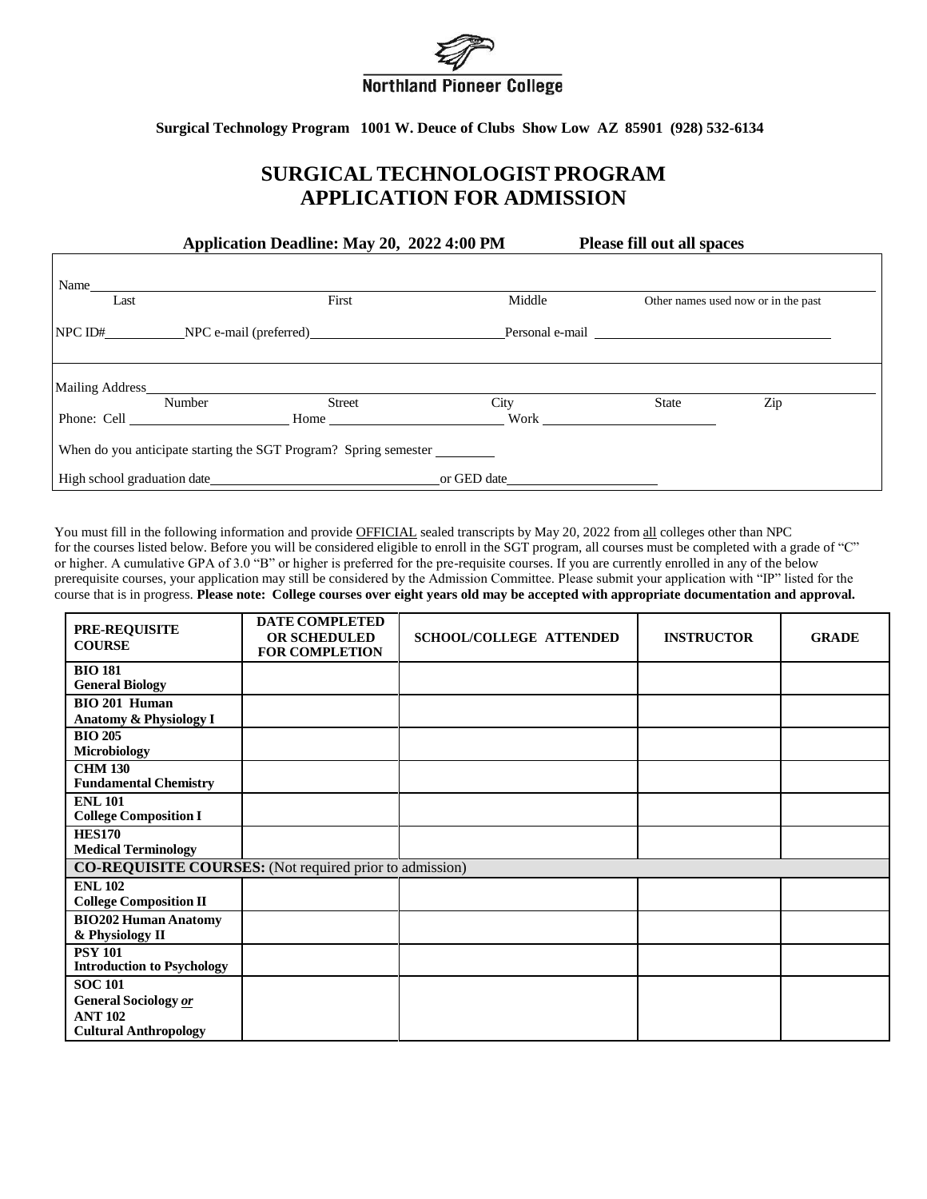Northland Pioneer College

**Surgical Technology Program 1001 W. Deuce of Clubs Show Low AZ 85901 (928) 532-6134**

# SURGICAL TECHNOLOGIST PROGRAM
# APPLICATION FOR ADMISSION

**Application Deadline: May 20, 2022 4:00 PM** **Please fill out all spaces**

Name\_\_\_\_\_\_\_\_\_\_\_\_\_\_\_\_\_\_\_\_\_\_\_\_\_\_\_\_\_\_\_\_\_\_\_\_\_\_\_\_\_\_\_\_\_\_\_\_\_\_\_\_\_\_\_\_\_\_\_\_\_\_\_\_\_\_\_\_\_\_\_\_\_\_\_\_\_\_
Last First Middle Other names used now or in the past

NPC ID#\_\_\_\_\_\_\_\_\_\_ NPC e-mail (preferred)\_\_\_\_\_\_\_\_\_\_\_\_\_\_\_\_\_\_\_\_\_\_\_\_ Personal e-mail \_\_\_\_\_\_\_\_\_\_\_\_\_\_\_\_\_\_\_\_\_\_\_\_\_\_\_\_\_\_

Mailing Address\_\_\_\_\_\_\_\_\_\_\_\_\_\_\_\_\_\_\_\_\_\_\_\_\_\_\_\_\_\_\_\_\_\_\_\_\_\_\_\_\_\_\_\_\_\_\_\_\_\_\_\_\_\_\_\_\_\_\_\_\_\_\_\_\_\_\_\_\_\_\_\_\_\_
Number Street City State Zip

Phone: Cell \_\_\_\_\_\_\_\_\_\_\_\_\_\_\_\_\_\_\_\_ Home \_\_\_\_\_\_\_\_\_\_\_\_\_\_\_\_\_\_\_\_\_\_ Work \_\_\_\_\_\_\_\_\_\_\_\_\_\_\_\_\_\_\_\_\_\_

When do you anticipate starting the SGT Program? Spring semester \_\_\_\_\_\_\_\_

High school graduation date\_\_\_\_\_\_\_\_\_\_\_\_\_\_\_\_\_\_\_\_\_\_\_\_\_\_\_\_\_\_ or GED date\_\_\_\_\_\_\_\_\_\_\_\_\_\_\_\_\_\_\_\_

You must fill in the following information and provide OFFICIAL sealed transcripts by May 20, 2022 from all colleges other than NPC for the courses listed below. Before you will be considered eligible to enroll in the SGT program, all courses must be completed with a grade of "C" or higher. A cumulative GPA of 3.0 "B" or higher is preferred for the pre-requisite courses. If you are currently enrolled in any of the below prerequisite courses, your application may still be considered by the Admission Committee. Please submit your application with "IP" listed for the course that is in progress. **Please note: College courses over eight years old may be accepted with appropriate documentation and approval.**

| PRE-REQUISITE COURSE | DATE COMPLETED OR SCHEDULED FOR COMPLETION | SCHOOL/COLLEGE ATTENDED | INSTRUCTOR | GRADE |
|---|---|---|---|---|
| **BIO 181 General Biology** | | | | |
| **BIO 201 Human Anatomy & Physiology I** | | | | |
| **BIO 205 Microbiology** | | | | |
| **CHM 130 Fundamental Chemistry** | | | | |
| **ENL 101 College Composition I** | | | | |
| **HES170 Medical Terminology** | | | | |
| **CO-REQUISITE COURSES:** (Not required prior to admission) | | | | |
| **ENL 102 College Composition II** | | | | |
| **BIO202 Human Anatomy & Physiology II** | | | | |
| **PSY 101 Introduction to Psychology** | | | | |
| **SOC 101 General Sociology *or* ANT 102 Cultural Anthropology** | | | | |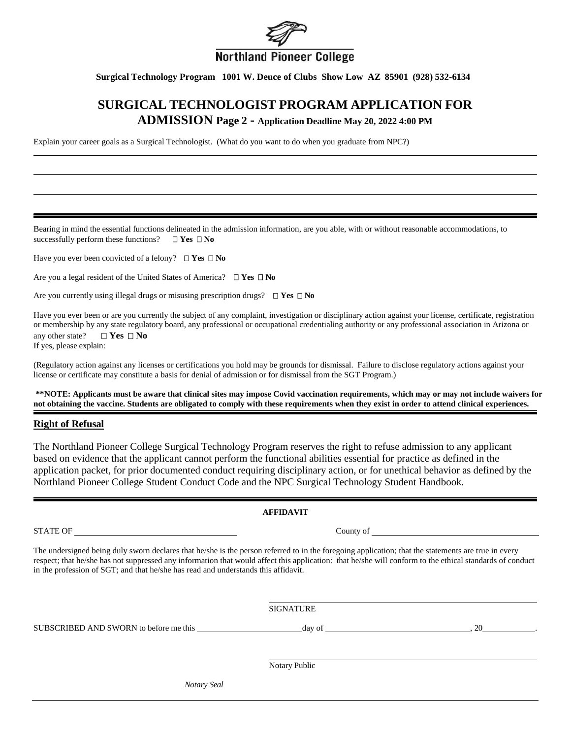**Northland Pioneer College**

**Surgical Technology Program 1001 W. Deuce of Clubs Show Low AZ 85901 (928) 532-6134**

# SURGICAL TECHNOLOGIST PROGRAM APPLICATION FOR ADMISSION Page 2 - Application Deadline May 20, 2022 4:00 PM

Explain your career goals as a Surgical Technologist. (What do you want to do when you graduate from NPC?)

\_\_\_\_\_\_\_\_\_\_\_\_\_\_\_\_\_\_\_\_\_\_\_\_\_\_\_\_\_\_\_\_\_\_\_\_\_\_\_\_\_\_\_\_\_\_\_\_\_\_\_\_\_\_\_\_\_\_\_\_\_\_\_\_\_\_\_\_\_\_\_\_\_\_\_\_

\_\_\_\_\_\_\_\_\_\_\_\_\_\_\_\_\_\_\_\_\_\_\_\_\_\_\_\_\_\_\_\_\_\_\_\_\_\_\_\_\_\_\_\_\_\_\_\_\_\_\_\_\_\_\_\_\_\_\_\_\_\_\_\_\_\_\_\_\_\_\_\_\_\_\_\_

\_\_\_\_\_\_\_\_\_\_\_\_\_\_\_\_\_\_\_\_\_\_\_\_\_\_\_\_\_\_\_\_\_\_\_\_\_\_\_\_\_\_\_\_\_\_\_\_\_\_\_\_\_\_\_\_\_\_\_\_\_\_\_\_\_\_\_\_\_\_\_\_\_\_\_\_

---

Bearing in mind the essential functions delineated in the admission information, are you able, with or without reasonable accommodations, to successfully perform these functions? ☐ **Yes** ☐ **No**

Have you ever been convicted of a felony? ☐ **Yes** ☐ **No**

Are you a legal resident of the United States of America? ☐ **Yes** ☐ **No**

Are you currently using illegal drugs or misusing prescription drugs? ☐ **Yes** ☐ **No**

Have you ever been or are you currently the subject of any complaint, investigation or disciplinary action against your license, certificate, registration or membership by any state regulatory board, any professional or occupational credentialing authority or any professional association in Arizona or any other state? ☐ **Yes** ☐ **No**

If yes, please explain:

(Regulatory action against any licenses or certifications you hold may be grounds for dismissal. Failure to disclose regulatory actions against your license or certificate may constitute a basis for denial of admission or for dismissal from the SGT Program.)

**\*\*NOTE: Applicants must be aware that clinical sites may impose Covid vaccination requirements, which may or may not include waivers for not obtaining the vaccine. Students are obligated to comply with these requirements when they exist in order to attend clinical experiences.**

---

## Right of Refusal

The Northland Pioneer College Surgical Technology Program reserves the right to refuse admission to any applicant based on evidence that the applicant cannot perform the functional abilities essential for practice as defined in the application packet, for prior documented conduct requiring disciplinary action, or for unethical behavior as defined by the Northland Pioneer College Student Conduct Code and the NPC Surgical Technology Student Handbook.

---

**AFFIDAVIT**

STATE OF \_\_\_\_\_\_\_\_\_\_\_\_\_\_\_\_\_\_\_\_ County of \_\_\_\_\_\_\_\_\_\_\_\_\_\_\_\_\_\_\_\_

The undersigned being duly sworn declares that he/she is the person referred to in the foregoing application; that the statements are true in every respect; that he/she has not suppressed any information that would affect this application: that he/she will conform to the ethical standards of conduct in the profession of SGT; and that he/she has read and understands this affidavit.

\_\_\_\_\_\_\_\_\_\_\_\_\_\_\_\_\_\_\_\_\_\_\_\_\_\_\_\_\_\_\_\_\_\_\_\_\_\_\_\_
SIGNATURE

SUBSCRIBED AND SWORN to before me this \_\_\_\_\_\_\_\_\_\_\_\_ day of \_\_\_\_\_\_\_\_\_\_\_\_\_\_\_\_\_\_, 20\_\_\_\_\_\_.

\_\_\_\_\_\_\_\_\_\_\_\_\_\_\_\_\_\_\_\_\_\_\_\_\_\_\_\_\_\_\_\_\_\_\_\_\_\_\_\_
Notary Public

*Notary Seal*